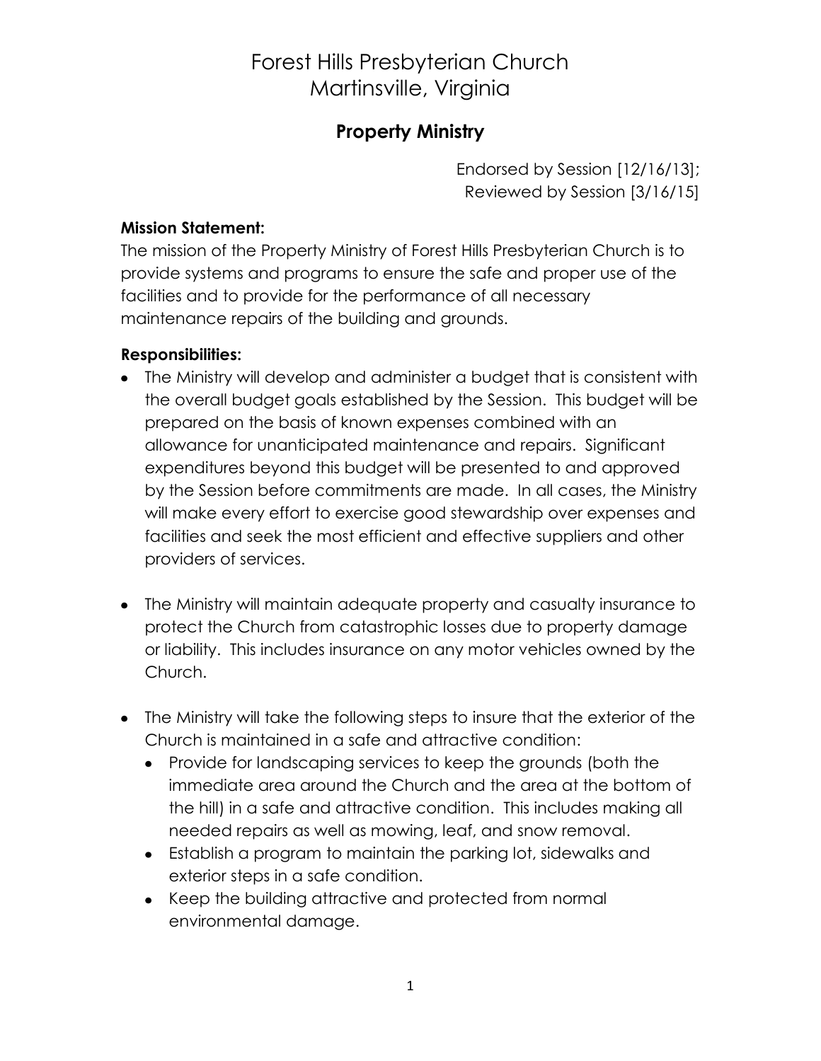# Forest Hills Presbyterian Church
# Martinsville, Virginia

## Property Ministry

Endorsed by Session [12/16/13];
Reviewed by Session [3/16/15]

**Mission Statement:**
The mission of the Property Ministry of Forest Hills Presbyterian Church is to provide systems and programs to ensure the safe and proper use of the facilities and to provide for the performance of all necessary maintenance repairs of the building and grounds.

**Responsibilities:**

- The Ministry will develop and administer a budget that is consistent with the overall budget goals established by the Session. This budget will be prepared on the basis of known expenses combined with an allowance for unanticipated maintenance and repairs. Significant expenditures beyond this budget will be presented to and approved by the Session before commitments are made. In all cases, the Ministry will make every effort to exercise good stewardship over expenses and facilities and seek the most efficient and effective suppliers and other providers of services.

- The Ministry will maintain adequate property and casualty insurance to protect the Church from catastrophic losses due to property damage or liability. This includes insurance on any motor vehicles owned by the Church.

- The Ministry will take the following steps to insure that the exterior of the Church is maintained in a safe and attractive condition:
  - Provide for landscaping services to keep the grounds (both the immediate area around the Church and the area at the bottom of the hill) in a safe and attractive condition. This includes making all needed repairs as well as mowing, leaf, and snow removal.
  - Establish a program to maintain the parking lot, sidewalks and exterior steps in a safe condition.
  - Keep the building attractive and protected from normal environmental damage.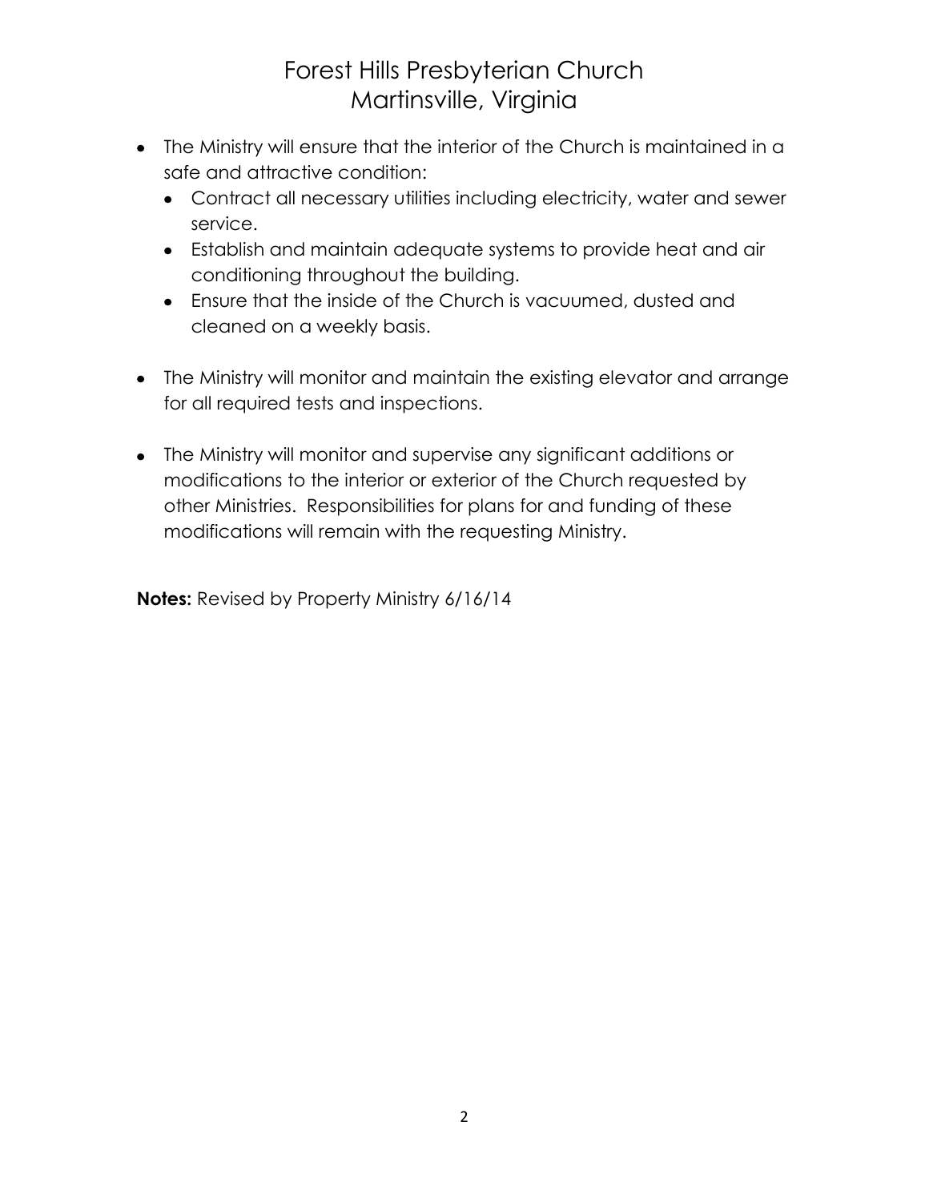- The Ministry will ensure that the interior of the Church is maintained in a safe and attractive condition:
  - Contract all necessary utilities including electricity, water and sewer service.
  - Establish and maintain adequate systems to provide heat and air conditioning throughout the building.
  - Ensure that the inside of the Church is vacuumed, dusted and cleaned on a weekly basis.

- The Ministry will monitor and maintain the existing elevator and arrange for all required tests and inspections.

- The Ministry will monitor and supervise any significant additions or modifications to the interior or exterior of the Church requested by other Ministries. Responsibilities for plans for and funding of these modifications will remain with the requesting Ministry.

**Notes:** Revised by Property Ministry 6/16/14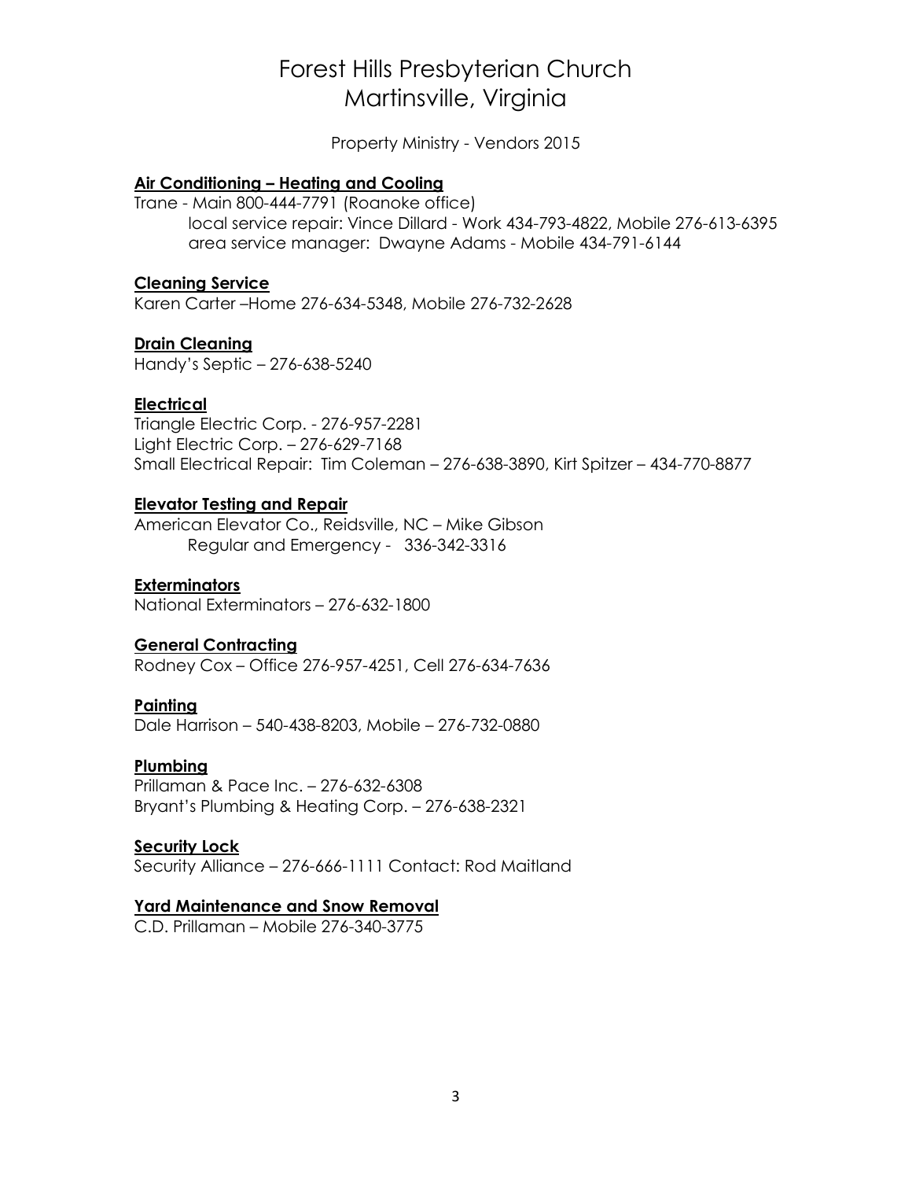# Forest Hills Presbyterian Church
# Martinsville, Virginia

Property Ministry - Vendors 2015

**Air Conditioning – Heating and Cooling**

Trane - Main 800-444-7791 (Roanoke office)
    local service repair: Vince Dillard - Work 434-793-4822, Mobile 276-613-6395
    area service manager: Dwayne Adams - Mobile 434-791-6144

**Cleaning Service**

Karen Carter –Home 276-634-5348, Mobile 276-732-2628

**Drain Cleaning**

Handy's Septic – 276-638-5240

**Electrical**

Triangle Electric Corp. - 276-957-2281
Light Electric Corp. – 276-629-7168
Small Electrical Repair: Tim Coleman – 276-638-3890, Kirt Spitzer – 434-770-8877

**Elevator Testing and Repair**

American Elevator Co., Reidsville, NC – Mike Gibson
    Regular and Emergency - 336-342-3316

**Exterminators**

National Exterminators – 276-632-1800

**General Contracting**

Rodney Cox – Office 276-957-4251, Cell 276-634-7636

**Painting**

Dale Harrison – 540-438-8203, Mobile – 276-732-0880

**Plumbing**

Prillaman & Pace Inc. – 276-632-6308
Bryant's Plumbing & Heating Corp. – 276-638-2321

**Security Lock**

Security Alliance – 276-666-1111 Contact: Rod Maitland

**Yard Maintenance and Snow Removal**

C.D. Prillaman – Mobile 276-340-3775